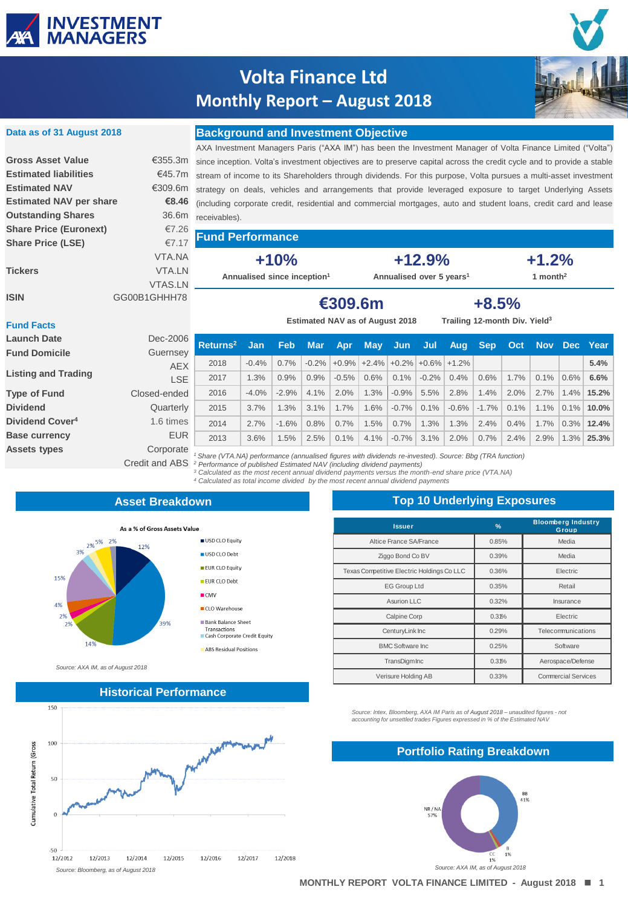# Volta Finance Ltd
## Monthly Report – August 2018

### Data as of 31 August 2018

| | |
|---|---|
| **Gross Asset Value** | €355.3m |
| **Estimated liabilities** | €45.7m |
| **Estimated NAV** | €309.6m |
| **Estimated NAV per share** | **€8.46** |
| **Outstanding Shares** | 36.6m |
| **Share Price (Euronext)** | €7.26 |
| **Share Price (LSE)** | €7.17 |
| **Tickers** | VTA.NA<br>VTA.LN<br>VTAS.LN |
| **ISIN** | GG00B1GHHH78 |

### Fund Facts

| | |
|---|---|
| **Launch Date** | Dec-2006 |
| **Fund Domicile** | Guernsey |
| **Listing and Trading** | AEX<br>LSE |
| **Type of Fund** | Closed-ended |
| **Dividend** | Quarterly |
| **Dividend Cover[4]** | 1.6 times |
| **Base currency** | EUR |
| **Assets types** | Corporate<br>Credit and ABS |

### Background and Investment Objective

AXA Investment Managers Paris ("AXA IM") has been the Investment Manager of Volta Finance Limited ("Volta") since inception. Volta's investment objectives are to preserve capital across the credit cycle and to provide a stable stream of income to its Shareholders through dividends. For this purpose, Volta pursues a multi-asset investment strategy on deals, vehicles and arrangements that provide leveraged exposure to target Underlying Assets (including corporate credit, residential and commercial mortgages, auto and student loans, credit card and lease receivables).

### Fund Performance

| +10% | +12.9% | +1.2% |
|---|---|---|
| Annualised since inception[1] | Annualised over 5 years[1] | 1 month[2] |

| €309.6m | +8.5% |
|---|---|
| Estimated NAV as of August 2018 | Trailing 12-month Div. Yield[3] |

| Returns[2] | Jan | Feb | Mar | Apr | May | Jun | Jul | Aug | Sep | Oct | Nov | Dec | Year |
|---|---|---|---|---|---|---|---|---|---|---|---|---|---|
| 2018 | -0.4% | 0.7% | -0.2% | +0.9% | +2.4% | +0.2% | +0.6% | +1.2% | | | | | **5.4%** |
| 2017 | 1.3% | 0.9% | 0.9% | -0.5% | 0.6% | 0.1% | -0.2% | 0.4% | 0.6% | 1.7% | 0.1% | 0.6% | **6.6%** |
| 2016 | -4.0% | -2.9% | 4.1% | 2.0% | 1.3% | -0.9% | 5.5% | 2.8% | 1.4% | 2.0% | 2.7% | 1.4% | **15.2%** |
| 2015 | 3.7% | 1.3% | 3.1% | 1.7% | 1.6% | -0.7% | 0.1% | -0.6% | -1.7% | 0.1% | 1.1% | 0.1% | **10.0%** |
| 2014 | 2.7% | -1.6% | 0.8% | 0.7% | 1.5% | 0.7% | 1.3% | 1.3% | 2.4% | 0.4% | 1.7% | 0.3% | **12.4%** |
| 2013 | 3.6% | 1.5% | 2.5% | 0.1% | 4.1% | -0.7% | 3.1% | 2.0% | 0.7% | 2.4% | 2.9% | 1.3% | **25.3%** |

*[1] Share (VTA.NA) performance (annualised figures with dividends re-invested). Source: Bbg (TRA function)*
*[2] Performance of published Estimated NAV (including dividend payments)*
*[3] Calculated as the most recent annual dividend payments versus the month-end share price (VTA.NA)*
*[4] Calculated as total income divided by the most recent annual dividend payments*

### Asset Breakdown

As a % of Gross Assets Value

| Asset | % |
|---|---|
| USD CLO Equity | 12% |
| USD CLO Debt | 39% |
| EUR CLO Equity | 14% |
| EUR CLO Debt | 2% |
| CMV | 2% |
| CLO Warehouse | 4% |
| Bank Balance Sheet Transactions | 15% |
| Cash Corporate Credit Equity | 3% |
| | 2% |
| ABS Residual Positions | 5% |
| | 2% |

*Source: AXA IM, as of August 2018*

### Top 10 Underlying Exposures

| Issuer | % | Bloomberg Industry Group |
|---|---|---|
| Altice France SA/France | 0.85% | Media |
| Ziggo Bond Co BV | 0.39% | Media |
| Texas Competitive Electric Holdings Co LLC | 0.36% | Electric |
| EG Group Ltd | 0.35% | Retail |
| Asurion LLC | 0.32% | Insurance |
| Calpine Corp | 0.31% | Electric |
| CenturyLink Inc | 0.29% | Telecommunications |
| BMC Software Inc | 0.25% | Software |
| TransDigm Inc | 0.31% | Aerospace/Defense |
| Verisure Holding AB | 0.33% | Commercial Services |

*Source: Intex, Bloomberg, AXA IM Paris as of August 2018 – unaudited figures - not accounting for unsettled trades Figures expressed in % of the Estimated NAV*

### Historical Performance

Cumulative Total Return (Gross), 12/2012 – 12/2018

*Source: Bloomberg, as of August 2018*

### Portfolio Rating Breakdown

| Rating | % |
|---|---|
| BB | 41% |
| B | 1% |
| CC | 1% |
| NR / NA | 57% |

*Source: AXA IM, as of August 2018*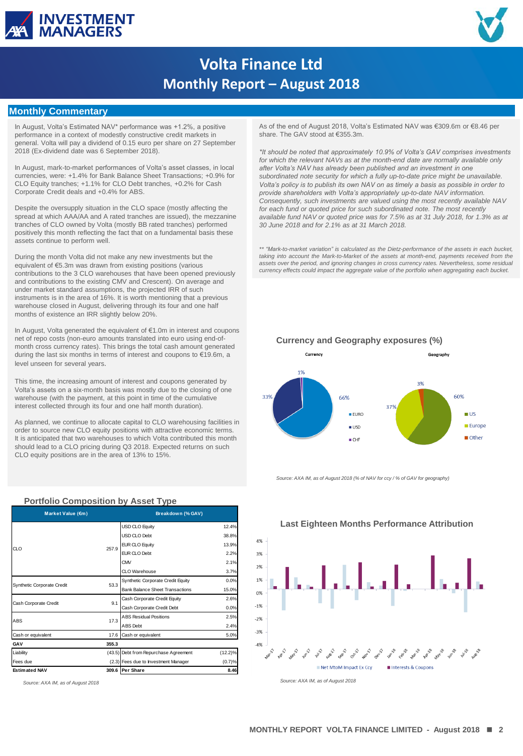# Volta Finance Ltd
## Monthly Report – August 2018

## Monthly Commentary

In August, Volta's Estimated NAV* performance was +1.2%, a positive performance in a context of modestly constructive credit markets in general. Volta will pay a dividend of 0.15 euro per share on 27 September 2018 (Ex-dividend date was 6 September 2018).

In August, mark-to-market performances of Volta's asset classes, in local currencies, were: +1.4% for Bank Balance Sheet Transactions; +0.9% for CLO Equity tranches; +1.1% for CLO Debt tranches, +0.2% for Cash Corporate Credit deals and +0.4% for ABS.

Despite the oversupply situation in the CLO space (mostly affecting the spread at which AAA/AA and A rated tranches are issued), the mezzanine tranches of CLO owned by Volta (mostly BB rated tranches) performed positively this month reflecting the fact that on a fundamental basis these assets continue to perform well.

During the month Volta did not make any new investments but the equivalent of €5.3m was drawn from existing positions (various contributions to the 3 CLO warehouses that have been opened previously and contributions to the existing CMV and Crescent). On average and under market standard assumptions, the projected IRR of such instruments is in the area of 16%. It is worth mentioning that a previous warehouse closed in August, delivering through its four and one half months of existence an IRR slightly below 20%.

In August, Volta generated the equivalent of €1.0m in interest and coupons net of repo costs (non-euro amounts translated into euro using end-of-month cross currency rates). This brings the total cash amount generated during the last six months in terms of interest and coupons to €19.6m, a level unseen for several years.

This time, the increasing amount of interest and coupons generated by Volta's assets on a six-month basis was mostly due to the closing of one warehouse (with the payment, at this point in time of the cumulative interest collected through its four and one half month duration).

As planned, we continue to allocate capital to CLO warehousing facilities in order to source new CLO equity positions with attractive economic terms. It is anticipated that two warehouses to which Volta contributed this month should lead to a CLO pricing during Q3 2018. Expected returns on such CLO equity positions are in the area of 13% to 15%.

As of the end of August 2018, Volta's Estimated NAV was €309.6m or €8.46 per share. The GAV stood at €355.3m.

*\*It should be noted that approximately 10.9% of Volta's GAV comprises investments for which the relevant NAVs as at the month-end date are normally available only after Volta's NAV has already been published and an investment in one subordinated note security for which a fully up-to-date price might be unavailable. Volta's policy is to publish its own NAV on as timely a basis as possible in order to provide shareholders with Volta's appropriately up-to-date NAV information. Consequently, such investments are valued using the most recently available NAV for each fund or quoted price for such subordinated note. The most recently available fund NAV or quoted price was for 7.5% as at 31 July 2018, for 1.3% as at 30 June 2018 and for 2.1% as at 31 March 2018.*

*\*\* "Mark-to-market variation" is calculated as the Dietz-performance of the assets in each bucket, taking into account the Mark-to-Market of the assets at month-end, payments received from the assets over the period, and ignoring changes in cross currency rates. Nevertheless, some residual currency effects could impact the aggregate value of the portfolio when aggregating each bucket.*

### Currency and Geography exposures (%)

Currency: EURO 66%, USD 33%, CHF 1%

Geography: US 60%, Europe 37%, Other 3%

*Source: AXA IM, as of August 2018 (% of NAV for ccy / % of GAV for geography)*

### Portfolio Composition by Asset Type

| | Market Value (€m) | Breakdown (% GAV) | |
|---|---|---|---|
| CLO | 257.9 | USD CLO Equity | 12.4% |
| | | USD CLO Debt | 38.8% |
| | | EUR CLO Equity | 13.9% |
| | | EUR CLO Debt | 2.2% |
| | | CMV | 2.1% |
| | | CLO Warehouse | 3.7% |
| Synthetic Corporate Credit | 53.3 | Synthetic Corporate Credit Equity | 0.0% |
| | | Bank Balance Sheet Transactions | 15.0% |
| Cash Corporate Credit | 9.1 | Cash Corporate Credit Equity | 2.6% |
| | | Cash Corporate Credit Debt | 0.0% |
| ABS | 17.3 | ABS Residual Positions | 2.5% |
| | | ABS Debt | 2.4% |
| Cash or equivalent | 17.6 | Cash or equivalent | 5.0% |
| **GAV** | **355.3** | | |
| Liability | (43.5) | Debt from Repurchase Agreement | (12.2)% |
| Fees due | (2.3) | Fees due to Investment Manager | (0.7)% |
| **Estimated NAV** | **309.6** | **Per Share** | **8.46** |

*Source: AXA IM, as of August 2018*

### Last Eighteen Months Performance Attribution

Legend: Net MtoM Impact Ex Ccy; Interests & Coupons

Months: Mar-17 to Aug-18

*Source: AXA IM, as of August 2018*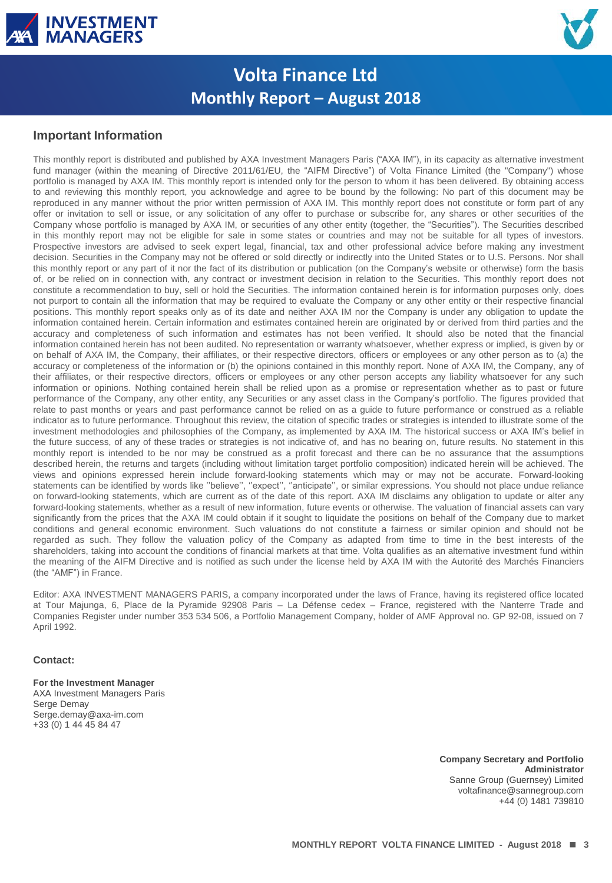# Volta Finance Ltd

## Monthly Report – August 2018

## Important Information

This monthly report is distributed and published by AXA Investment Managers Paris ("AXA IM"), in its capacity as alternative investment fund manager (within the meaning of Directive 2011/61/EU, the "AIFM Directive") of Volta Finance Limited (the "Company") whose portfolio is managed by AXA IM. This monthly report is intended only for the person to whom it has been delivered. By obtaining access to and reviewing this monthly report, you acknowledge and agree to be bound by the following: No part of this document may be reproduced in any manner without the prior written permission of AXA IM. This monthly report does not constitute or form part of any offer or invitation to sell or issue, or any solicitation of any offer to purchase or subscribe for, any shares or other securities of the Company whose portfolio is managed by AXA IM, or securities of any other entity (together, the "Securities"). The Securities described in this monthly report may not be eligible for sale in some states or countries and may not be suitable for all types of investors. Prospective investors are advised to seek expert legal, financial, tax and other professional advice before making any investment decision. Securities in the Company may not be offered or sold directly or indirectly into the United States or to U.S. Persons. Nor shall this monthly report or any part of it nor the fact of its distribution or publication (on the Company's website or otherwise) form the basis of, or be relied on in connection with, any contract or investment decision in relation to the Securities. This monthly report does not constitute a recommendation to buy, sell or hold the Securities. The information contained herein is for information purposes only, does not purport to contain all the information that may be required to evaluate the Company or any other entity or their respective financial positions. This monthly report speaks only as of its date and neither AXA IM nor the Company is under any obligation to update the information contained herein. Certain information and estimates contained herein are originated by or derived from third parties and the accuracy and completeness of such information and estimates has not been verified. It should also be noted that the financial information contained herein has not been audited. No representation or warranty whatsoever, whether express or implied, is given by or on behalf of AXA IM, the Company, their affiliates, or their respective directors, officers or employees or any other person as to (a) the accuracy or completeness of the information or (b) the opinions contained in this monthly report. None of AXA IM, the Company, any of their affiliates, or their respective directors, officers or employees or any other person accepts any liability whatsoever for any such information or opinions. Nothing contained herein shall be relied upon as a promise or representation whether as to past or future performance of the Company, any other entity, any Securities or any asset class in the Company's portfolio. The figures provided that relate to past months or years and past performance cannot be relied on as a guide to future performance or construed as a reliable indicator as to future performance. Throughout this review, the citation of specific trades or strategies is intended to illustrate some of the investment methodologies and philosophies of the Company, as implemented by AXA IM. The historical success or AXA IM's belief in the future success, of any of these trades or strategies is not indicative of, and has no bearing on, future results. No statement in this monthly report is intended to be nor may be construed as a profit forecast and there can be no assurance that the assumptions described herein, the returns and targets (including without limitation target portfolio composition) indicated herein will be achieved. The views and opinions expressed herein include forward-looking statements which may or may not be accurate. Forward-looking statements can be identified by words like ''believe'', ''expect'', ''anticipate'', or similar expressions. You should not place undue reliance on forward-looking statements, which are current as of the date of this report. AXA IM disclaims any obligation to update or alter any forward-looking statements, whether as a result of new information, future events or otherwise. The valuation of financial assets can vary significantly from the prices that the AXA IM could obtain if it sought to liquidate the positions on behalf of the Company due to market conditions and general economic environment. Such valuations do not constitute a fairness or similar opinion and should not be regarded as such. They follow the valuation policy of the Company as adapted from time to time in the best interests of the shareholders, taking into account the conditions of financial markets at that time. Volta qualifies as an alternative investment fund within the meaning of the AIFM Directive and is notified as such under the license held by AXA IM with the Autorité des Marchés Financiers (the "AMF") in France.

Editor: AXA INVESTMENT MANAGERS PARIS, a company incorporated under the laws of France, having its registered office located at Tour Majunga, 6, Place de la Pyramide 92908 Paris – La Défense cedex – France, registered with the Nanterre Trade and Companies Register under number 353 534 506, a Portfolio Management Company, holder of AMF Approval no. GP 92-08, issued on 7 April 1992.

### Contact:

**For the Investment Manager**
AXA Investment Managers Paris
Serge Demay
Serge.demay@axa-im.com
+33 (0) 1 44 45 84 47

**Company Secretary and Portfolio Administrator**
Sanne Group (Guernsey) Limited
voltafinance@sannegroup.com
+44 (0) 1481 739810